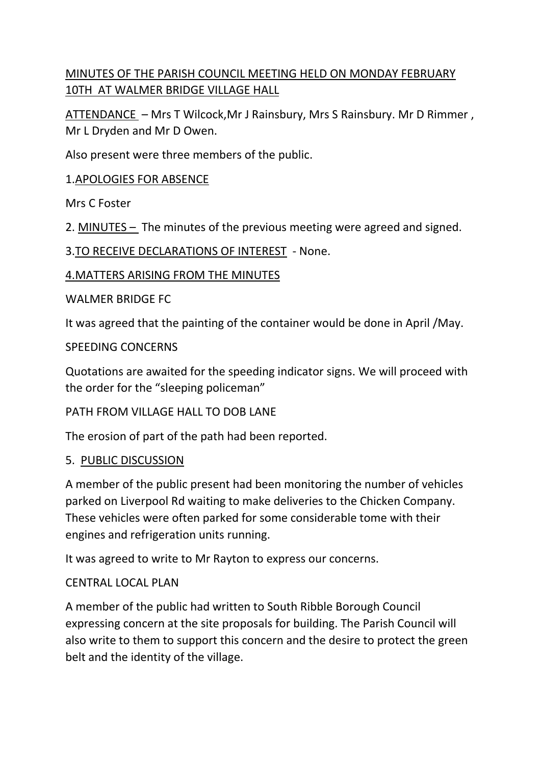<u>MINUTES OF THE PARISH COUNCIL MEETING HELD ON MONDAY FEBRUARY 10TH AT WALMER BRIDGE VILLAGE HALL</u>

<u>ATTENDANCE</u> – Mrs T Wilcock,Mr J Rainsbury, Mrs S Rainsbury. Mr D Rimmer , Mr L Dryden and Mr D Owen.

Also present were three members of the public.

1.<u>APOLOGIES FOR ABSENCE</u>

Mrs C Foster

2. <u>MINUTES –</u> The minutes of the previous meeting were agreed and signed.

3.<u>TO RECEIVE DECLARATIONS OF INTEREST</u> - None.

<u>4.MATTERS ARISING FROM THE MINUTES</u>

WALMER BRIDGE FC

It was agreed that the painting of the container would be done in April /May.

SPEEDING CONCERNS

Quotations are awaited for the speeding indicator signs. We will proceed with the order for the "sleeping policeman"

PATH FROM VILLAGE HALL TO DOB LANE

The erosion of part of the path had been reported.

5. <u>PUBLIC DISCUSSION</u>

A member of the public present had been monitoring the number of vehicles parked on Liverpool Rd waiting to make deliveries to the Chicken Company. These vehicles were often parked for some considerable tome with their engines and refrigeration units running.

It was agreed to write to Mr Rayton to express our concerns.

CENTRAL LOCAL PLAN

A member of the public had written to South Ribble Borough Council expressing concern at the site proposals for building. The Parish Council will also write to them to support this concern and the desire to protect the green belt and the identity of the village.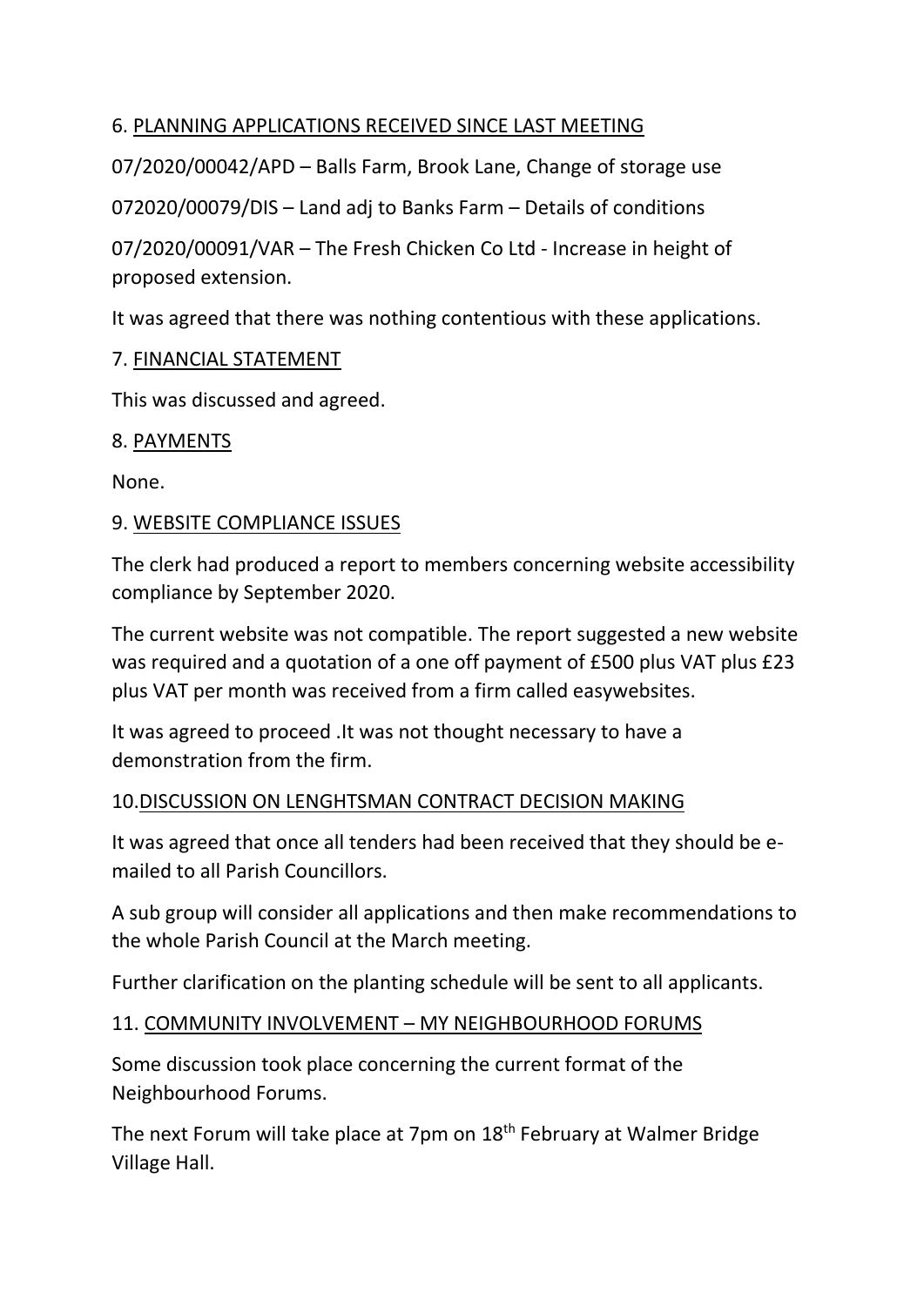6. <u>PLANNING APPLICATIONS RECEIVED SINCE LAST MEETING</u>

07/2020/00042/APD – Balls Farm, Brook Lane, Change of storage use

072020/00079/DIS – Land adj to Banks Farm – Details of conditions

07/2020/00091/VAR – The Fresh Chicken Co Ltd - Increase in height of proposed extension.

It was agreed that there was nothing contentious with these applications.

7. <u>FINANCIAL STATEMENT</u>

This was discussed and agreed.

8. <u>PAYMENTS</u>

None.

9. <u>WEBSITE COMPLIANCE ISSUES</u>

The clerk had produced a report to members concerning website accessibility compliance by September 2020.

The current website was not compatible. The report suggested a new website was required and a quotation of a one off payment of £500 plus VAT plus £23 plus VAT per month was received from a firm called easywebsites.

It was agreed to proceed .It was not thought necessary to have a demonstration from the firm.

10.<u>DISCUSSION ON LENGHTSMAN CONTRACT DECISION MAKING</u>

It was agreed that once all tenders had been received that they should be e-mailed to all Parish Councillors.

A sub group will consider all applications and then make recommendations to the whole Parish Council at the March meeting.

Further clarification on the planting schedule will be sent to all applicants.

11. <u>COMMUNITY INVOLVEMENT – MY NEIGHBOURHOOD FORUMS</u>

Some discussion took place concerning the current format of the Neighbourhood Forums.

The next Forum will take place at 7pm on 18th February at Walmer Bridge Village Hall.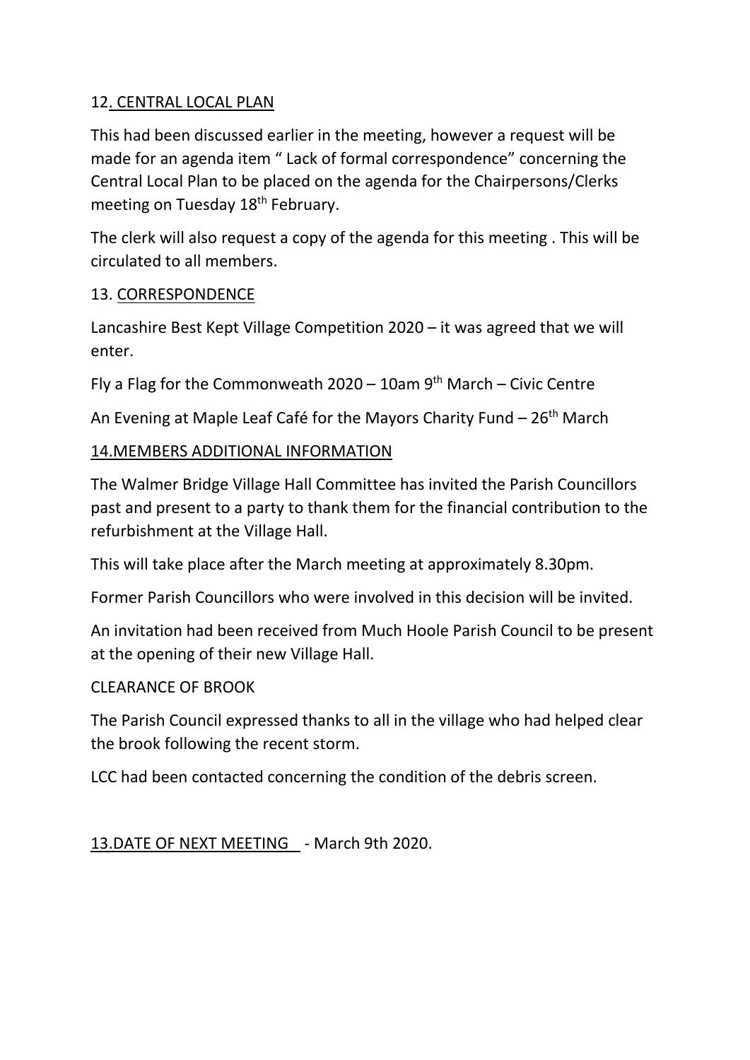## 12. CENTRAL LOCAL PLAN

This had been discussed earlier in the meeting, however a request will be made for an agenda item " Lack of formal correspondence" concerning the Central Local Plan to be placed on the agenda for the Chairpersons/Clerks meeting on Tuesday 18th February.

The clerk will also request a copy of the agenda for this meeting . This will be circulated to all members.

## 13. CORRESPONDENCE

Lancashire Best Kept Village Competition 2020 – it was agreed that we will enter.

Fly a Flag for the Commonweath 2020 – 10am 9th March – Civic Centre

An Evening at Maple Leaf Café for the Mayors Charity Fund – 26th March

## 14.MEMBERS ADDITIONAL INFORMATION

The Walmer Bridge Village Hall Committee has invited the Parish Councillors past and present to a party to thank them for the financial contribution to the refurbishment at the Village Hall.

This will take place after the March meeting at approximately 8.30pm.

Former Parish Councillors who were involved in this decision will be invited.

An invitation had been received from Much Hoole Parish Council to be present at the opening of their new Village Hall.

CLEARANCE OF BROOK

The Parish Council expressed thanks to all in the village who had helped clear the brook following the recent storm.

LCC had been contacted concerning the condition of the debris screen.

## 13.DATE OF NEXT MEETING - March 9th 2020.